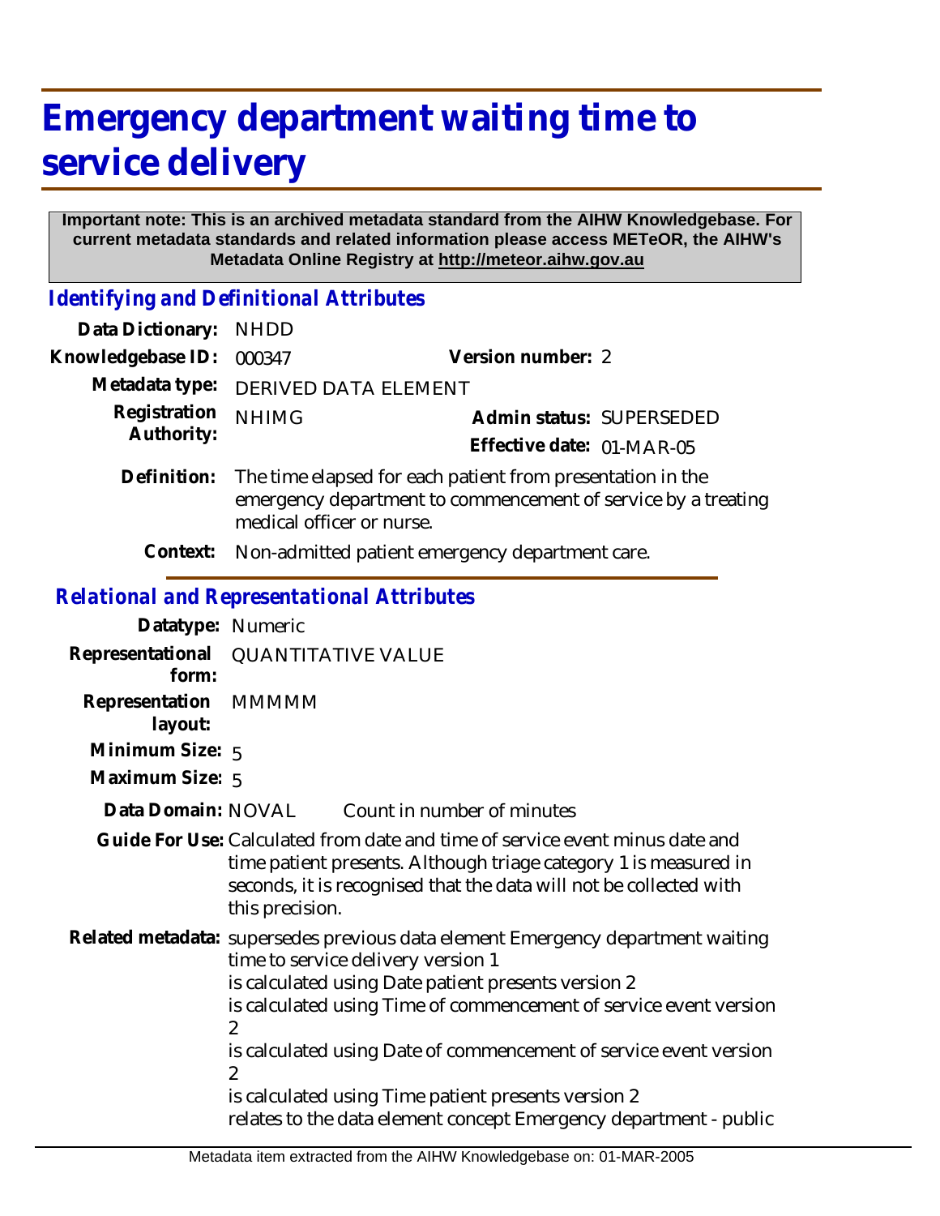# Emergency department waiting time to service delivery

**Important note: This is an archived metadata standard from the AIHW Knowledgebase. For current metadata standards and related information please access METeOR, the AIHW's Metadata Online Registry at http://meteor.aihw.gov.au**

## *Identifying and Definitional Attributes*

**Data Dictionary:** NHDD

**Knowledgebase ID:** 000347 **Version number:** 2

**Metadata type:** DERIVED DATA ELEMENT

**Registration Authority:** NHIMG **Admin status:** SUPERSEDED

**Effective date:** 01-MAR-05

**Definition:** The time elapsed for each patient from presentation in the emergency department to commencement of service by a treating medical officer or nurse.

**Context:** Non-admitted patient emergency department care.

## *Relational and Representational Attributes*

**Datatype:** Numeric

**Representational form:** QUANTITATIVE VALUE

**Representation layout:** MMMMM

**Minimum Size:** 5

**Maximum Size:** 5

**Data Domain:** NOVAL Count in number of minutes

**Guide For Use:** Calculated from date and time of service event minus date and time patient presents. Although triage category 1 is measured in seconds, it is recognised that the data will not be collected with this precision.

**Related metadata:** supersedes previous data element Emergency department waiting time to service delivery version 1
is calculated using Date patient presents version 2
is calculated using Time of commencement of service event version 2
is calculated using Date of commencement of service event version 2
is calculated using Time patient presents version 2
relates to the data element concept Emergency department - public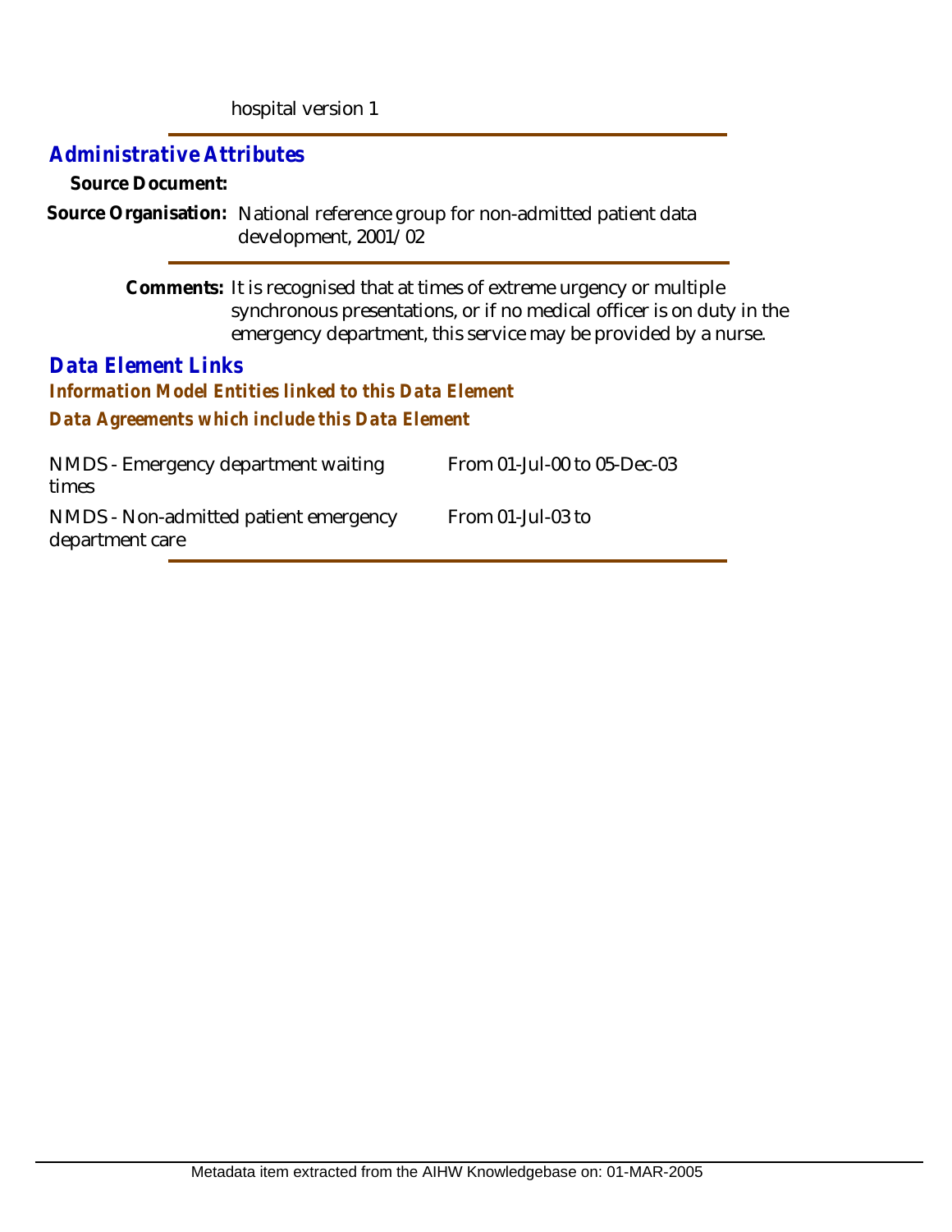hospital version 1

## Administrative Attributes

**Source Document:**

**Source Organisation:** National reference group for non-admitted patient data development, 2001/02

**Comments:** It is recognised that at times of extreme urgency or multiple synchronous presentations, or if no medical officer is on duty in the emergency department, this service may be provided by a nurse.

## Data Element Links

### *Information Model Entities linked to this Data Element*

### *Data Agreements which include this Data Element*

| | |
|---|---|
| NMDS - Emergency department waiting times | From 01-Jul-00 to 05-Dec-03 |
| NMDS - Non-admitted patient emergency department care | From 01-Jul-03 to |

Metadata item extracted from the AIHW Knowledgebase on: 01-MAR-2005